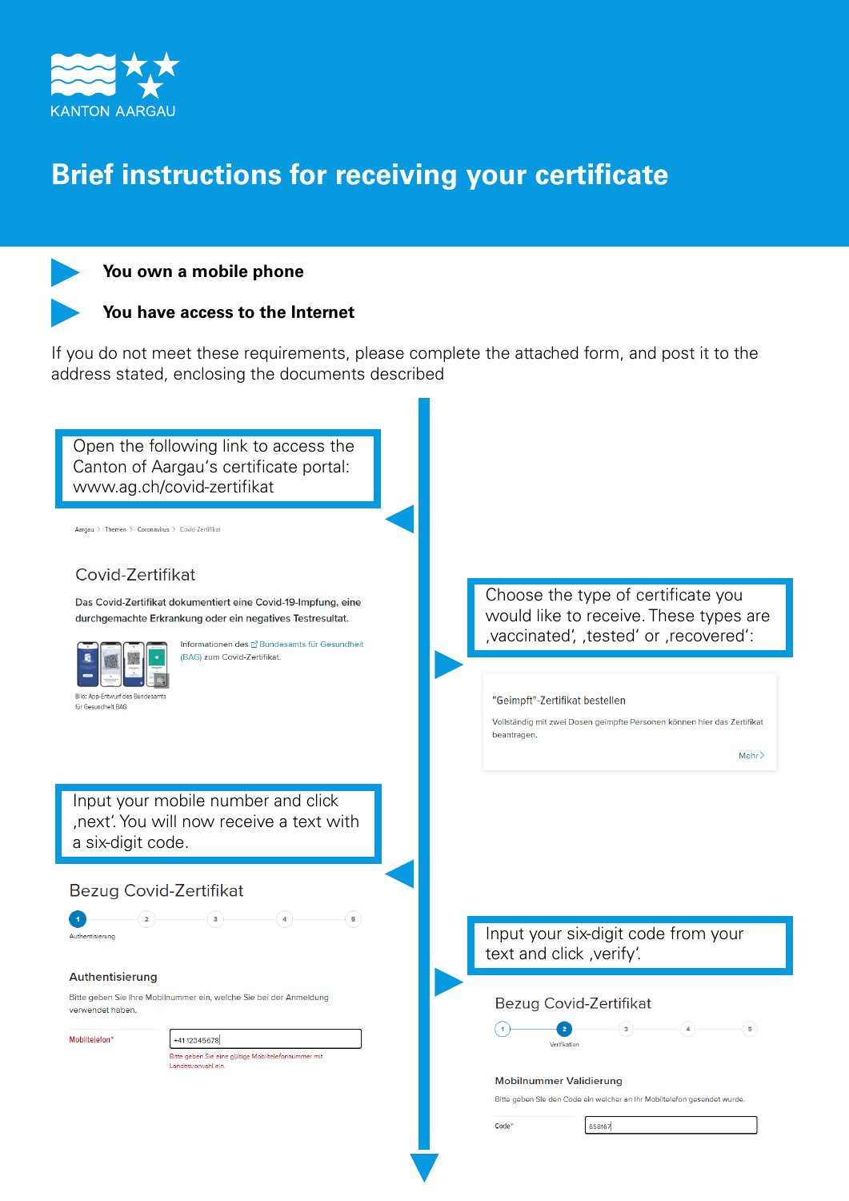KANTON AARGAU

# Brief instructions for receiving your certificate

- **You own a mobile phone**
- **You have access to the Internet**

If you do not meet these requirements, please complete the attached form, and post it to the address stated, enclosing the documents described

Open the following link to access the Canton of Aargau's certificate portal: www.ag.ch/covid-zertifikat

Aargau > Themen > Coronavirus > Covid-Zertifikat

Covid-Zertifikat

Das Covid-Zertifikat dokumentiert eine Covid-19-Impfung, eine durchgemachte Erkrankung oder ein negatives Testresultat.

Informationen des Bundesamts für Gesundheit (BAG) zum Covid-Zertifikat.

Bild: App-Entwurf des Bundesamts für Gesundheit BAG

Choose the type of certificate you would like to receive. These types are ‚vaccinated', ‚tested' or ‚recovered':

"Geimpft"-Zertifikat bestellen

Vollständig mit zwei Dosen geimpfte Personen können hier das Zertifikat beantragen.

Mehr >

Input your mobile number and click ‚next'. You will now receive a text with a six-digit code.

Bezug Covid-Zertifikat

1 Authentisierung – 2 – 3 – 4 – 5

Authentisierung

Bitte geben Sie Ihre Mobilnummer ein, welche Sie bei der Anmeldung verwendet haben.

Mobiltelefon* +41 12345678

Bitte geben Sie eine gültige Mobiltelefonnummer mit Landesvorwahl ein.

Input your six-digit code from your text and click ‚verify'.

Bezug Covid-Zertifikat

1 – 2 Verifikation – 3 – 4 – 5

Mobilnummer Validierung

Bitte geben Sie den Code ein welcher an Ihr Mobiltelefon gesendet wurde.

Code* 658167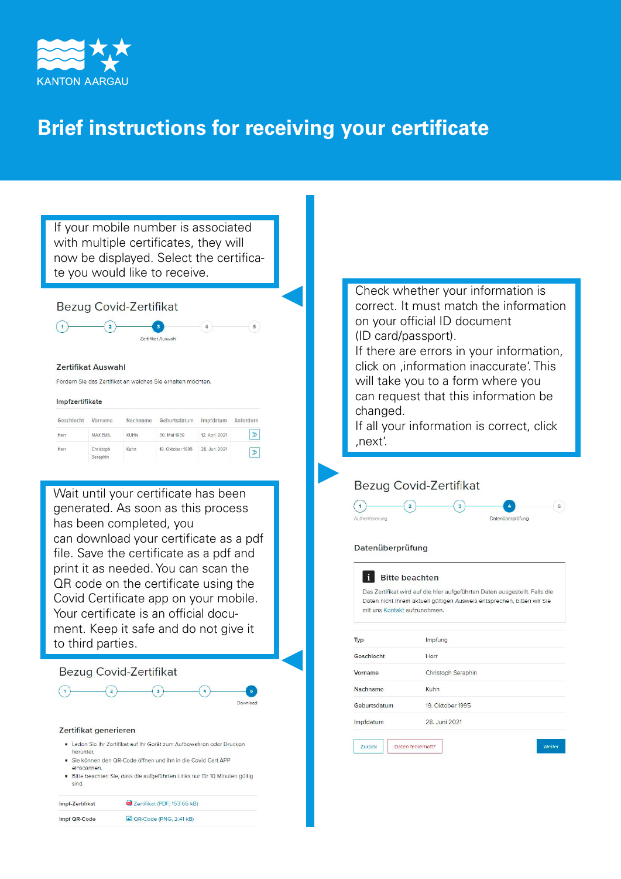KANTON AARGAU

# Brief instructions for receiving your certificate

If your mobile number is associated with multiple certificates, they will now be displayed. Select the certificate you would like to receive.

## Bezug Covid-Zertifikat

1 — 2 — 3 — 4 — 5

Zertifikat Auswahl

### Zertifikat Auswahl

Fordern Sie das Zertifikat an welches Sie erhalten möchten.

**Impfzertifikate**

| Geschlecht | Vorname | Nachname | Geburtsdatum | Impfdatum | Anfordern |
|---|---|---|---|---|---|
| Herr | MAX EMIL | KUHN | 30. Mai 1938 | 12. April 2021 | » |
| Herr | Christoph Seraphin | Kuhn | 19. Oktober 1995 | 28. Jun 2021 | » |

Check whether your information is correct. It must match the information on your official ID document (ID card/passport).
If there are errors in your information, click on 'information inaccurate'. This will take you to a form where you can request that this information be changed.
If all your information is correct, click 'next'.

## Bezug Covid-Zertifikat

1 — 2 — 3 — 4 — 5

Authentisierung · Datenüberprüfung

### Datenüberprüfung

**Bitte beachten**

Das Zertifikat wird auf die hier aufgeführten Daten ausgestellt. Falls die Daten nicht Ihrem aktuell gültigen Ausweis entsprechen, bitten wir Sie mit uns Kontakt aufzunehmen.

| | |
|---|---|
| Typ | Impfung |
| Geschlecht | Herr |
| Vorname | Christoph Seraphin |
| Nachname | Kuhn |
| Geburtsdatum | 19. Oktober 1995 |
| Impfdatum | 28. Juni 2021 |

Zurück · Daten fehlerhaft? · Weiter

Wait until your certificate has been generated. As soon as this process has been completed, you can download your certificate as a pdf file. Save the certificate as a pdf and print it as needed. You can scan the QR code on the certificate using the Covid Certificate app on your mobile. Your certificate is an official document. Keep it safe and do not give it to third parties.

## Bezug Covid-Zertifikat

1 — 2 — 3 — 4 — 5

Download

### Zertifikat generieren

- Laden Sie Ihr Zertifikat auf Ihr Gerät zum Aufbewahren oder Drucken herunter.
- Sie können den QR-Code öffnen und ihn in die Covid Cert APP einscannen.
- Bitte beachten Sie, dass die aufgeführten Links nur für 10 Minuten gültig sind.

| | |
|---|---|
| Impf-Zertifikat | Zertifikat (PDF, 153.66 kB) |
| Impf QR-Code | QR-Code (PNG, 2.41 kB) |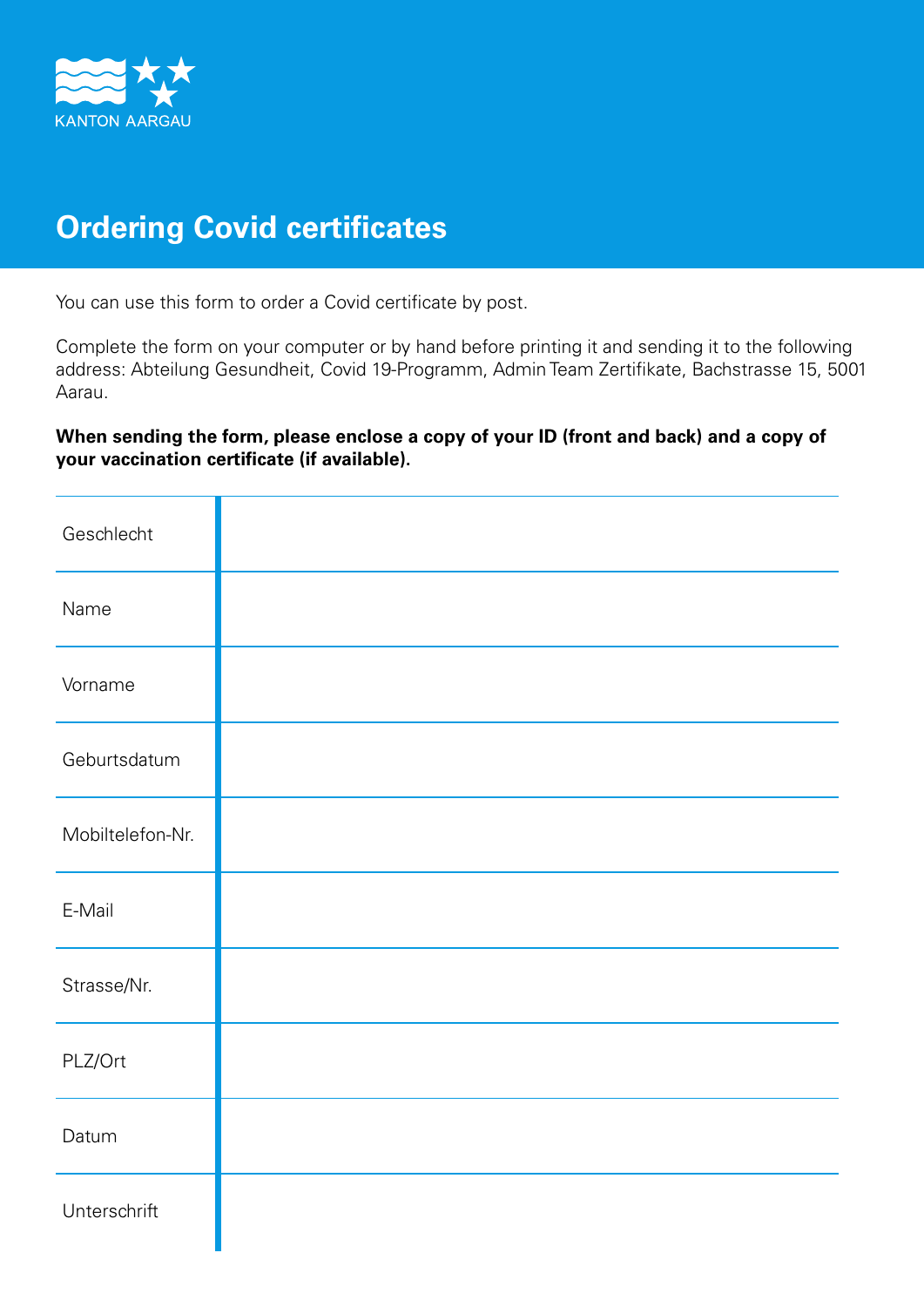KANTON AARGAU

# Ordering Covid certificates

You can use this form to order a Covid certificate by post.

Complete the form on your computer or by hand before printing it and sending it to the following address: Abteilung Gesundheit, Covid 19-Programm, Admin Team Zertifikate, Bachstrasse 15, 5001 Aarau.

**When sending the form, please enclose a copy of your ID (front and back) and a copy of your vaccination certificate (if available).**

| | |
|---|---|
| Geschlecht | |
| Name | |
| Vorname | |
| Geburtsdatum | |
| Mobiltelefon-Nr. | |
| E-Mail | |
| Strasse/Nr. | |
| PLZ/Ort | |
| Datum | |
| Unterschrift | |